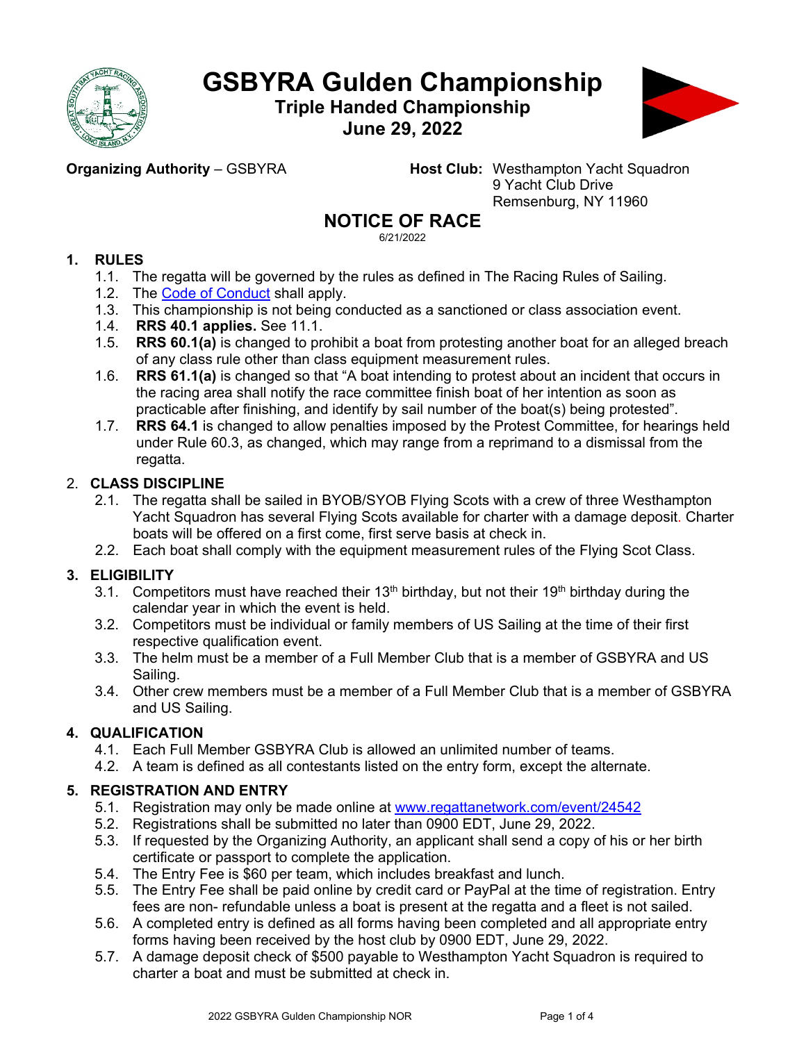# GSBYRA Gulden Championship

## Triple Handed Championship

## June 29, 2022

**Organizing Authority** – GSBYRA

**Host Club:** Westhampton Yacht Squadron
9 Yacht Club Drive
Remsenburg, NY 11960

## NOTICE OF RACE

6/21/2022

### 1. RULES

1.1. The regatta will be governed by the rules as defined in The Racing Rules of Sailing.

1.2. The Code of Conduct shall apply.

1.3. This championship is not being conducted as a sanctioned or class association event.

1.4. **RRS 40.1 applies.** See 11.1.

1.5. **RRS 60.1(a)** is changed to prohibit a boat from protesting another boat for an alleged breach of any class rule other than class equipment measurement rules.

1.6. **RRS 61.1(a)** is changed so that “A boat intending to protest about an incident that occurs in the racing area shall notify the race committee finish boat of her intention as soon as practicable after finishing, and identify by sail number of the boat(s) being protested”.

1.7. **RRS 64.1** is changed to allow penalties imposed by the Protest Committee, for hearings held under Rule 60.3, as changed, which may range from a reprimand to a dismissal from the regatta.

### 2. CLASS DISCIPLINE

2.1. The regatta shall be sailed in BYOB/SYOB Flying Scots with a crew of three Westhampton Yacht Squadron has several Flying Scots available for charter with a damage deposit. Charter boats will be offered on a first come, first serve basis at check in.

2.2. Each boat shall comply with the equipment measurement rules of the Flying Scot Class.

### 3. ELIGIBILITY

3.1. Competitors must have reached their 13th birthday, but not their 19th birthday during the calendar year in which the event is held.

3.2. Competitors must be individual or family members of US Sailing at the time of their first respective qualification event.

3.3. The helm must be a member of a Full Member Club that is a member of GSBYRA and US Sailing.

3.4. Other crew members must be a member of a Full Member Club that is a member of GSBYRA and US Sailing.

### 4. QUALIFICATION

4.1. Each Full Member GSBYRA Club is allowed an unlimited number of teams.

4.2. A team is defined as all contestants listed on the entry form, except the alternate.

### 5. REGISTRATION AND ENTRY

5.1. Registration may only be made online at www.regattanetwork.com/event/24542

5.2. Registrations shall be submitted no later than 0900 EDT, June 29, 2022.

5.3. If requested by the Organizing Authority, an applicant shall send a copy of his or her birth certificate or passport to complete the application.

5.4. The Entry Fee is $60 per team, which includes breakfast and lunch.

5.5. The Entry Fee shall be paid online by credit card or PayPal at the time of registration. Entry fees are non- refundable unless a boat is present at the regatta and a fleet is not sailed.

5.6. A completed entry is defined as all forms having been completed and all appropriate entry forms having been received by the host club by 0900 EDT, June 29, 2022.

5.7. A damage deposit check of $500 payable to Westhampton Yacht Squadron is required to charter a boat and must be submitted at check in.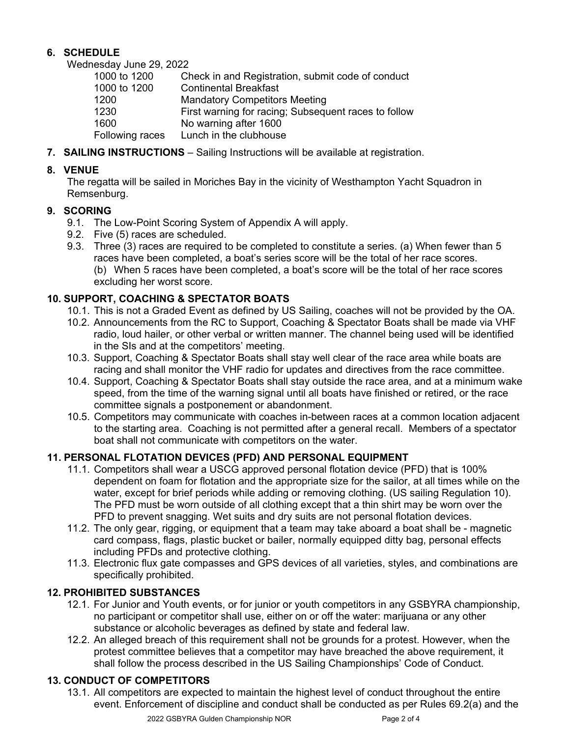## 6. SCHEDULE

Wednesday June 29, 2022

| | |
|---|---|
| 1000 to 1200 | Check in and Registration, submit code of conduct |
| 1000 to 1200 | Continental Breakfast |
| 1200 | Mandatory Competitors Meeting |
| 1230 | First warning for racing; Subsequent races to follow |
| 1600 | No warning after 1600 |
| Following races | Lunch in the clubhouse |

## 7. SAILING INSTRUCTIONS

**SAILING INSTRUCTIONS** – Sailing Instructions will be available at registration.

## 8. VENUE

The regatta will be sailed in Moriches Bay in the vicinity of Westhampton Yacht Squadron in Remsenburg.

## 9. SCORING

9.1. The Low-Point Scoring System of Appendix A will apply.

9.2. Five (5) races are scheduled.

9.3. Three (3) races are required to be completed to constitute a series. (a) When fewer than 5 races have been completed, a boat's series score will be the total of her race scores.
(b) When 5 races have been completed, a boat's score will be the total of her race scores excluding her worst score.

## 10. SUPPORT, COACHING & SPECTATOR BOATS

10.1. This is not a Graded Event as defined by US Sailing, coaches will not be provided by the OA.

10.2. Announcements from the RC to Support, Coaching & Spectator Boats shall be made via VHF radio, loud hailer, or other verbal or written manner. The channel being used will be identified in the SIs and at the competitors' meeting.

10.3. Support, Coaching & Spectator Boats shall stay well clear of the race area while boats are racing and shall monitor the VHF radio for updates and directives from the race committee.

10.4. Support, Coaching & Spectator Boats shall stay outside the race area, and at a minimum wake speed, from the time of the warning signal until all boats have finished or retired, or the race committee signals a postponement or abandonment.

10.5. Competitors may communicate with coaches in-between races at a common location adjacent to the starting area. Coaching is not permitted after a general recall. Members of a spectator boat shall not communicate with competitors on the water.

## 11. PERSONAL FLOTATION DEVICES (PFD) AND PERSONAL EQUIPMENT

11.1. Competitors shall wear a USCG approved personal flotation device (PFD) that is 100% dependent on foam for flotation and the appropriate size for the sailor, at all times while on the water, except for brief periods while adding or removing clothing. (US sailing Regulation 10). The PFD must be worn outside of all clothing except that a thin shirt may be worn over the PFD to prevent snagging. Wet suits and dry suits are not personal flotation devices.

11.2. The only gear, rigging, or equipment that a team may take aboard a boat shall be - magnetic card compass, flags, plastic bucket or bailer, normally equipped ditty bag, personal effects including PFDs and protective clothing.

11.3. Electronic flux gate compasses and GPS devices of all varieties, styles, and combinations are specifically prohibited.

## 12. PROHIBITED SUBSTANCES

12.1. For Junior and Youth events, or for junior or youth competitors in any GSBYRA championship, no participant or competitor shall use, either on or off the water: marijuana or any other substance or alcoholic beverages as defined by state and federal law.

12.2. An alleged breach of this requirement shall not be grounds for a protest. However, when the protest committee believes that a competitor may have breached the above requirement, it shall follow the process described in the US Sailing Championships' Code of Conduct.

## 13. CONDUCT OF COMPETITORS

13.1. All competitors are expected to maintain the highest level of conduct throughout the entire event. Enforcement of discipline and conduct shall be conducted as per Rules 69.2(a) and the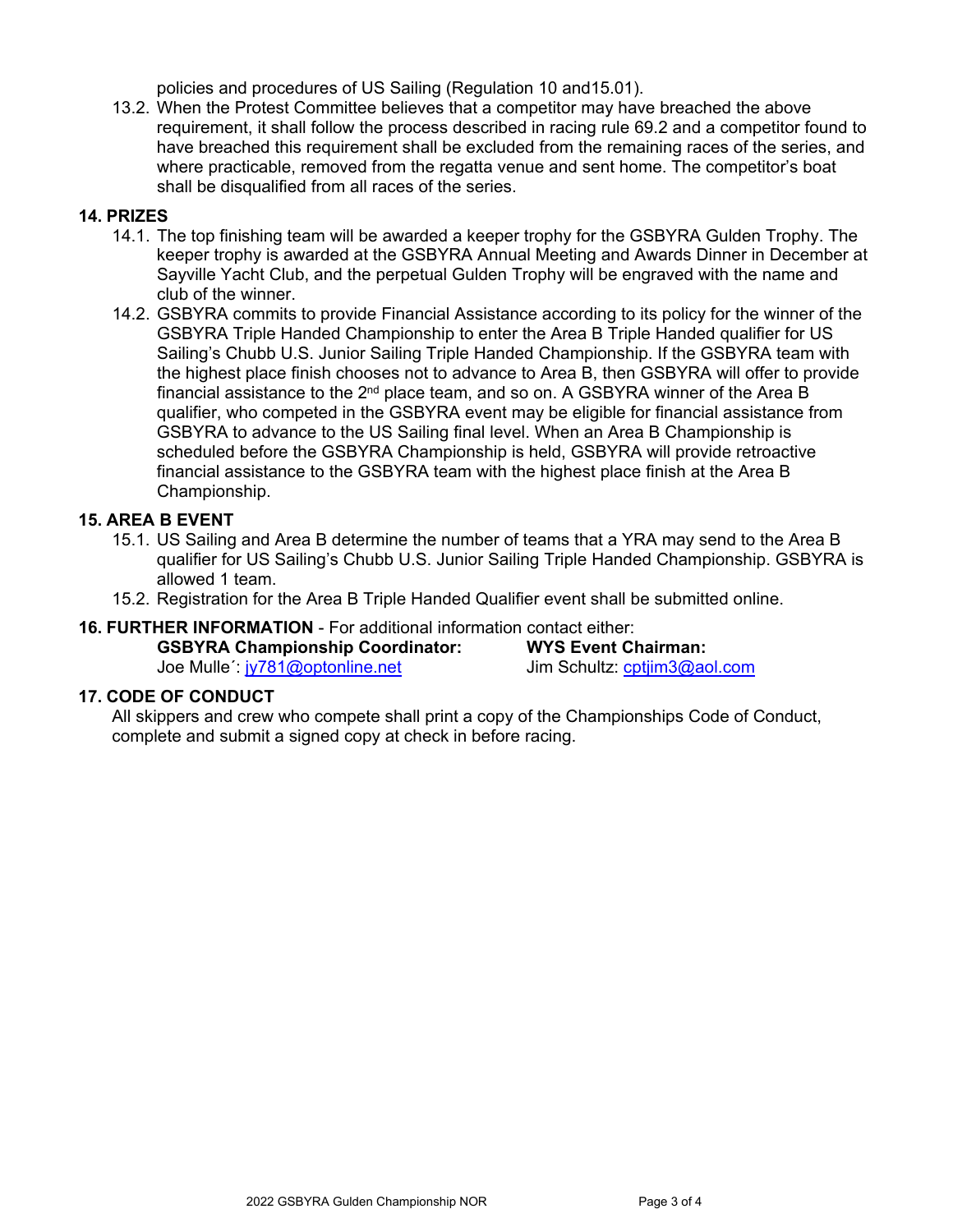policies and procedures of US Sailing (Regulation 10 and15.01).

13.2. When the Protest Committee believes that a competitor may have breached the above requirement, it shall follow the process described in racing rule 69.2 and a competitor found to have breached this requirement shall be excluded from the remaining races of the series, and where practicable, removed from the regatta venue and sent home. The competitor's boat shall be disqualified from all races of the series.

## 14. PRIZES

14.1. The top finishing team will be awarded a keeper trophy for the GSBYRA Gulden Trophy. The keeper trophy is awarded at the GSBYRA Annual Meeting and Awards Dinner in December at Sayville Yacht Club, and the perpetual Gulden Trophy will be engraved with the name and club of the winner.

14.2. GSBYRA commits to provide Financial Assistance according to its policy for the winner of the GSBYRA Triple Handed Championship to enter the Area B Triple Handed qualifier for US Sailing's Chubb U.S. Junior Sailing Triple Handed Championship. If the GSBYRA team with the highest place finish chooses not to advance to Area B, then GSBYRA will offer to provide financial assistance to the 2nd place team, and so on. A GSBYRA winner of the Area B qualifier, who competed in the GSBYRA event may be eligible for financial assistance from GSBYRA to advance to the US Sailing final level. When an Area B Championship is scheduled before the GSBYRA Championship is held, GSBYRA will provide retroactive financial assistance to the GSBYRA team with the highest place finish at the Area B Championship.

## 15. AREA B EVENT

15.1. US Sailing and Area B determine the number of teams that a YRA may send to the Area B qualifier for US Sailing's Chubb U.S. Junior Sailing Triple Handed Championship. GSBYRA is allowed 1 team.

15.2. Registration for the Area B Triple Handed Qualifier event shall be submitted online.

## 16. FURTHER INFORMATION - For additional information contact either:

**GSBYRA Championship Coordinator:**
Joe Mulle´: jy781@optonline.net

**WYS Event Chairman:**
Jim Schultz: cptjim3@aol.com

## 17. CODE OF CONDUCT

All skippers and crew who compete shall print a copy of the Championships Code of Conduct, complete and submit a signed copy at check in before racing.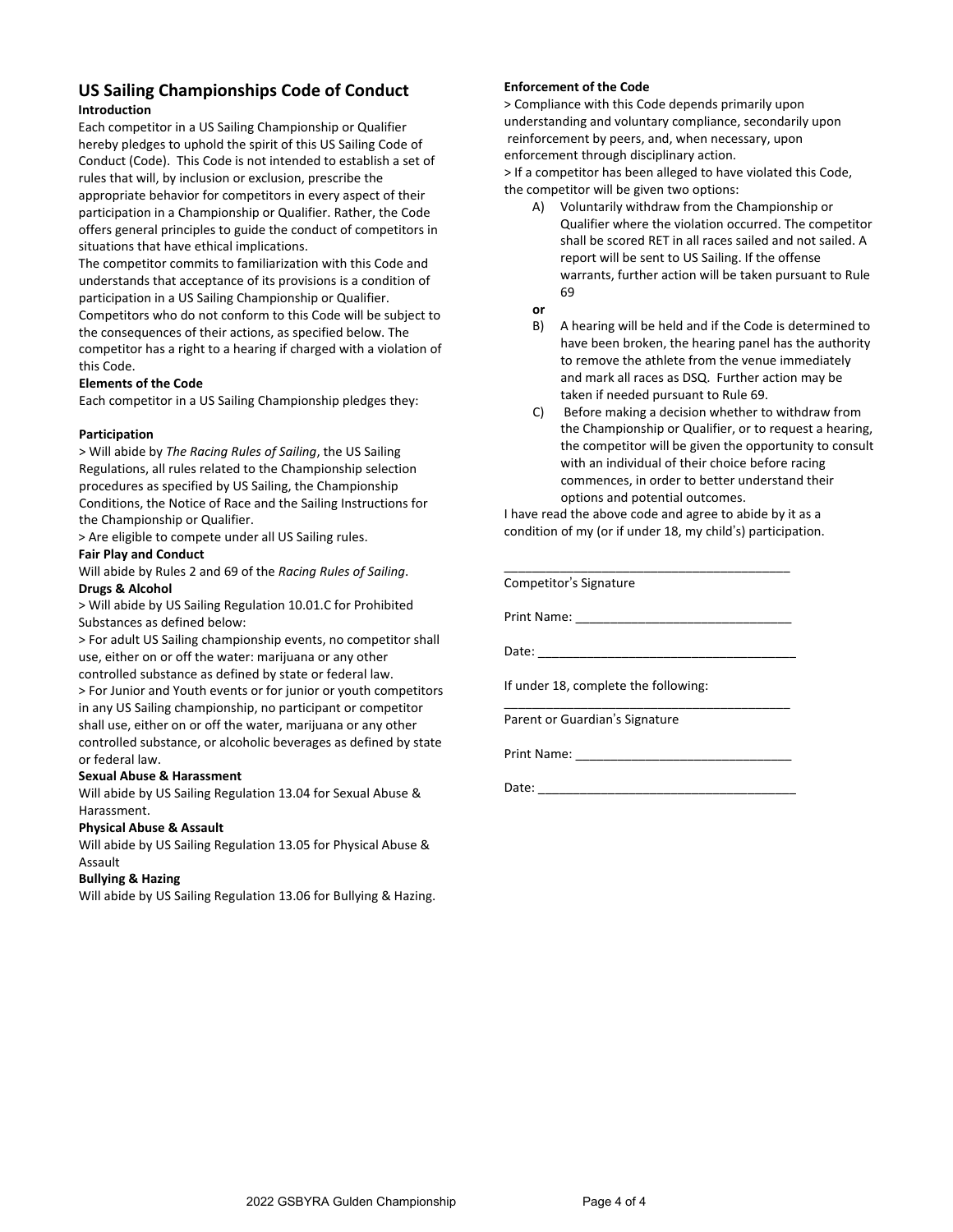# US Sailing Championships Code of Conduct

**Introduction**

Each competitor in a US Sailing Championship or Qualifier hereby pledges to uphold the spirit of this US Sailing Code of Conduct (Code). This Code is not intended to establish a set of rules that will, by inclusion or exclusion, prescribe the appropriate behavior for competitors in every aspect of their participation in a Championship or Qualifier. Rather, the Code offers general principles to guide the conduct of competitors in situations that have ethical implications.

The competitor commits to familiarization with this Code and understands that acceptance of its provisions is a condition of participation in a US Sailing Championship or Qualifier. Competitors who do not conform to this Code will be subject to the consequences of their actions, as specified below. The competitor has a right to a hearing if charged with a violation of this Code.

**Elements of the Code**

Each competitor in a US Sailing Championship pledges they:

**Participation**

> Will abide by *The Racing Rules of Sailing*, the US Sailing Regulations, all rules related to the Championship selection procedures as specified by US Sailing, the Championship Conditions, the Notice of Race and the Sailing Instructions for the Championship or Qualifier.

> Are eligible to compete under all US Sailing rules.

**Fair Play and Conduct**

Will abide by Rules 2 and 69 of the *Racing Rules of Sailing*.

**Drugs & Alcohol**

> Will abide by US Sailing Regulation 10.01.C for Prohibited Substances as defined below:

> For adult US Sailing championship events, no competitor shall use, either on or off the water: marijuana or any other controlled substance as defined by state or federal law.

> For Junior and Youth events or for junior or youth competitors in any US Sailing championship, no participant or competitor shall use, either on or off the water, marijuana or any other controlled substance, or alcoholic beverages as defined by state or federal law.

**Sexual Abuse & Harassment**

Will abide by US Sailing Regulation 13.04 for Sexual Abuse & Harassment.

**Physical Abuse & Assault**

Will abide by US Sailing Regulation 13.05 for Physical Abuse & Assault

**Bullying & Hazing**

Will abide by US Sailing Regulation 13.06 for Bullying & Hazing.

**Enforcement of the Code**

> Compliance with this Code depends primarily upon understanding and voluntary compliance, secondarily upon reinforcement by peers, and, when necessary, upon enforcement through disciplinary action.

> If a competitor has been alleged to have violated this Code, the competitor will be given two options:

A) Voluntarily withdraw from the Championship or Qualifier where the violation occurred. The competitor shall be scored RET in all races sailed and not sailed. A report will be sent to US Sailing. If the offense warrants, further action will be taken pursuant to Rule 69

**or**

B) A hearing will be held and if the Code is determined to have been broken, the hearing panel has the authority to remove the athlete from the venue immediately and mark all races as DSQ. Further action may be taken if needed pursuant to Rule 69.

C) Before making a decision whether to withdraw from the Championship or Qualifier, or to request a hearing, the competitor will be given the opportunity to consult with an individual of their choice before racing commences, in order to better understand their options and potential outcomes.

I have read the above code and agree to abide by it as a condition of my (or if under 18, my child's) participation.

\_\_\_\_\_\_\_\_\_\_\_\_\_\_\_\_\_\_\_\_\_\_\_\_\_\_\_\_\_\_\_\_\_\_\_\_\_\_\_\_\_\_

Competitor's Signature

Print Name: \_\_\_\_\_\_\_\_\_\_\_\_\_\_\_\_\_\_\_\_\_\_\_\_\_\_\_\_\_\_\_

Date: \_\_\_\_\_\_\_\_\_\_\_\_\_\_\_\_\_\_\_\_\_\_\_\_\_\_\_\_\_\_\_\_\_\_\_\_\_

If under 18, complete the following:

\_\_\_\_\_\_\_\_\_\_\_\_\_\_\_\_\_\_\_\_\_\_\_\_\_\_\_\_\_\_\_\_\_\_\_\_\_\_\_\_\_\_

Parent or Guardian's Signature

Print Name: \_\_\_\_\_\_\_\_\_\_\_\_\_\_\_\_\_\_\_\_\_\_\_\_\_\_\_\_\_\_\_

Date: \_\_\_\_\_\_\_\_\_\_\_\_\_\_\_\_\_\_\_\_\_\_\_\_\_\_\_\_\_\_\_\_\_\_\_\_\_